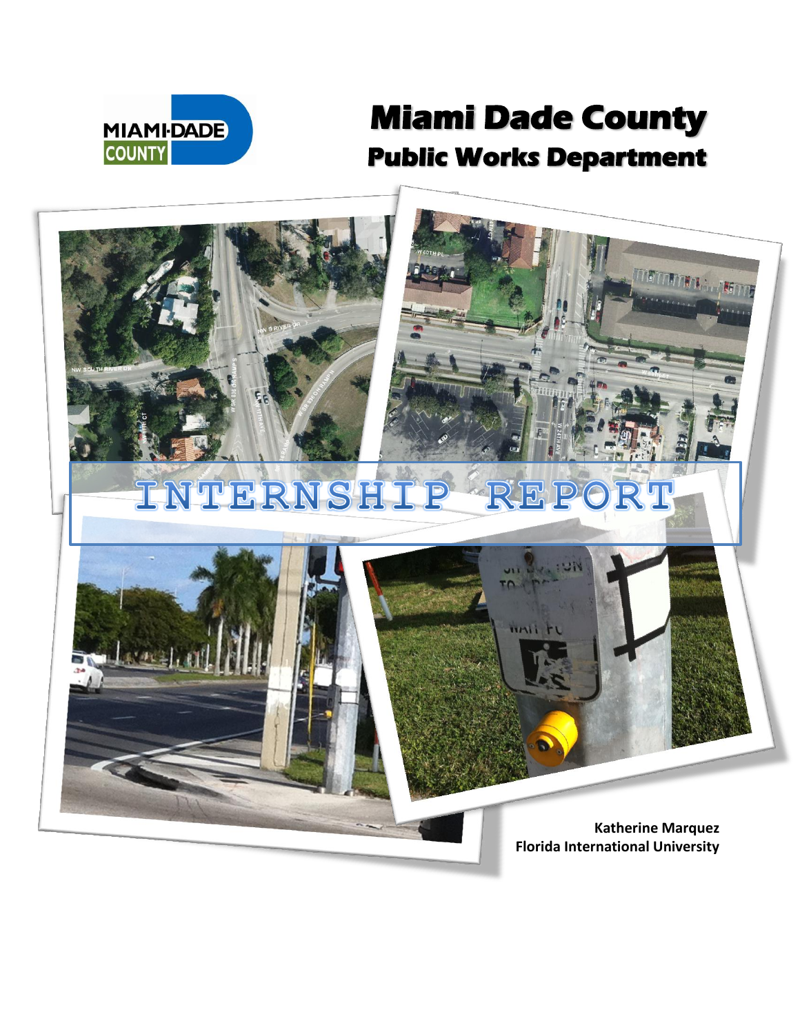# Miami Dade County

## Public Works Department

# INTERNSHIP REPORT

**Katherine Marquez**
**Florida International University**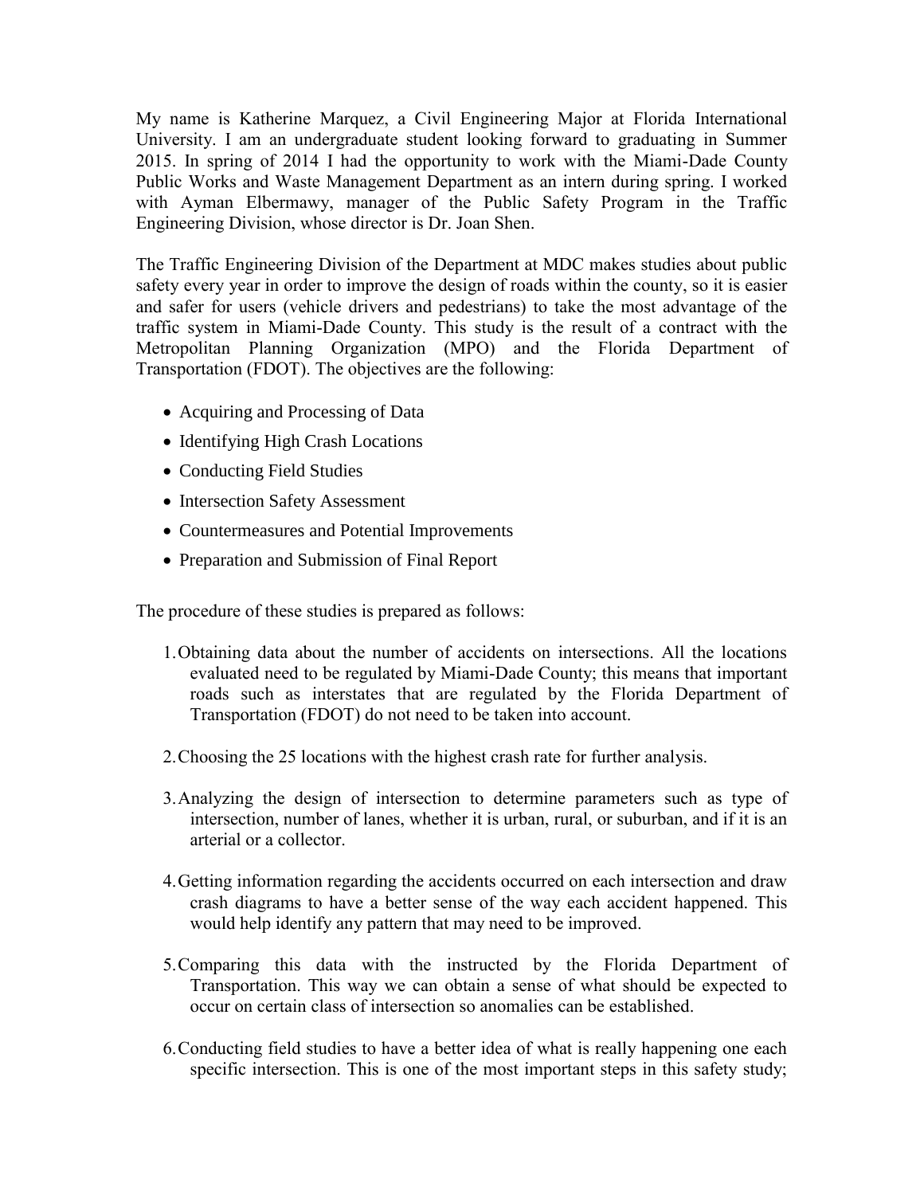My name is Katherine Marquez, a Civil Engineering Major at Florida International University. I am an undergraduate student looking forward to graduating in Summer 2015. In spring of 2014 I had the opportunity to work with the Miami-Dade County Public Works and Waste Management Department as an intern during spring. I worked with Ayman Elbermawy, manager of the Public Safety Program in the Traffic Engineering Division, whose director is Dr. Joan Shen.

The Traffic Engineering Division of the Department at MDC makes studies about public safety every year in order to improve the design of roads within the county, so it is easier and safer for users (vehicle drivers and pedestrians) to take the most advantage of the traffic system in Miami-Dade County. This study is the result of a contract with the Metropolitan Planning Organization (MPO) and the Florida Department of Transportation (FDOT). The objectives are the following:

- Acquiring and Processing of Data
- Identifying High Crash Locations
- Conducting Field Studies
- Intersection Safety Assessment
- Countermeasures and Potential Improvements
- Preparation and Submission of Final Report

The procedure of these studies is prepared as follows:

1. Obtaining data about the number of accidents on intersections. All the locations evaluated need to be regulated by Miami-Dade County; this means that important roads such as interstates that are regulated by the Florida Department of Transportation (FDOT) do not need to be taken into account.

2. Choosing the 25 locations with the highest crash rate for further analysis.

3. Analyzing the design of intersection to determine parameters such as type of intersection, number of lanes, whether it is urban, rural, or suburban, and if it is an arterial or a collector.

4. Getting information regarding the accidents occurred on each intersection and draw crash diagrams to have a better sense of the way each accident happened. This would help identify any pattern that may need to be improved.

5. Comparing this data with the instructed by the Florida Department of Transportation. This way we can obtain a sense of what should be expected to occur on certain class of intersection so anomalies can be established.

6. Conducting field studies to have a better idea of what is really happening one each specific intersection. This is one of the most important steps in this safety study;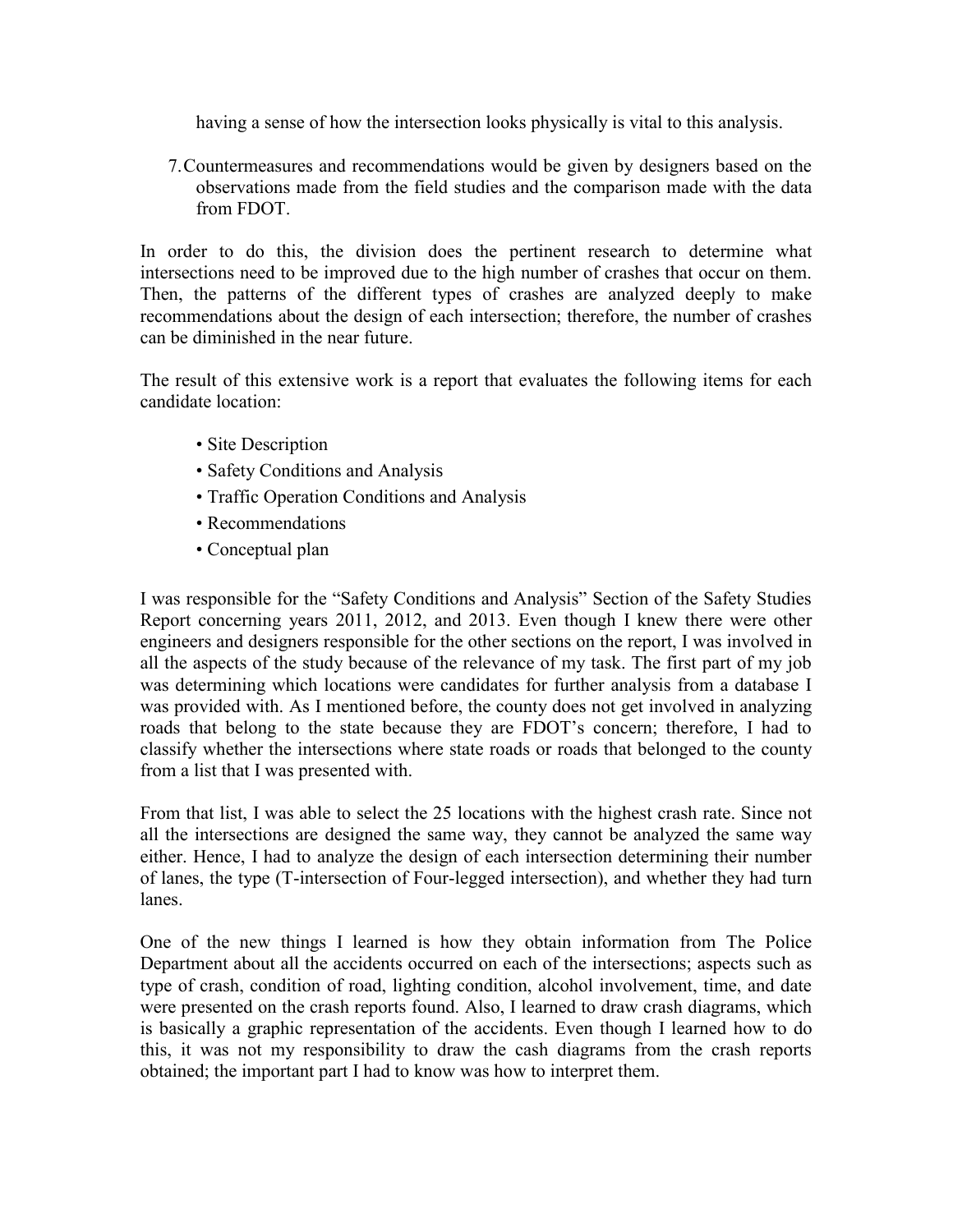having a sense of how the intersection looks physically is vital to this analysis.

7. Countermeasures and recommendations would be given by designers based on the observations made from the field studies and the comparison made with the data from FDOT.

In order to do this, the division does the pertinent research to determine what intersections need to be improved due to the high number of crashes that occur on them. Then, the patterns of the different types of crashes are analyzed deeply to make recommendations about the design of each intersection; therefore, the number of crashes can be diminished in the near future.

The result of this extensive work is a report that evaluates the following items for each candidate location:

- Site Description
- Safety Conditions and Analysis
- Traffic Operation Conditions and Analysis
- Recommendations
- Conceptual plan

I was responsible for the "Safety Conditions and Analysis" Section of the Safety Studies Report concerning years 2011, 2012, and 2013. Even though I knew there were other engineers and designers responsible for the other sections on the report, I was involved in all the aspects of the study because of the relevance of my task. The first part of my job was determining which locations were candidates for further analysis from a database I was provided with. As I mentioned before, the county does not get involved in analyzing roads that belong to the state because they are FDOT's concern; therefore, I had to classify whether the intersections where state roads or roads that belonged to the county from a list that I was presented with.

From that list, I was able to select the 25 locations with the highest crash rate. Since not all the intersections are designed the same way, they cannot be analyzed the same way either. Hence, I had to analyze the design of each intersection determining their number of lanes, the type (T-intersection of Four-legged intersection), and whether they had turn lanes.

One of the new things I learned is how they obtain information from The Police Department about all the accidents occurred on each of the intersections; aspects such as type of crash, condition of road, lighting condition, alcohol involvement, time, and date were presented on the crash reports found. Also, I learned to draw crash diagrams, which is basically a graphic representation of the accidents. Even though I learned how to do this, it was not my responsibility to draw the cash diagrams from the crash reports obtained; the important part I had to know was how to interpret them.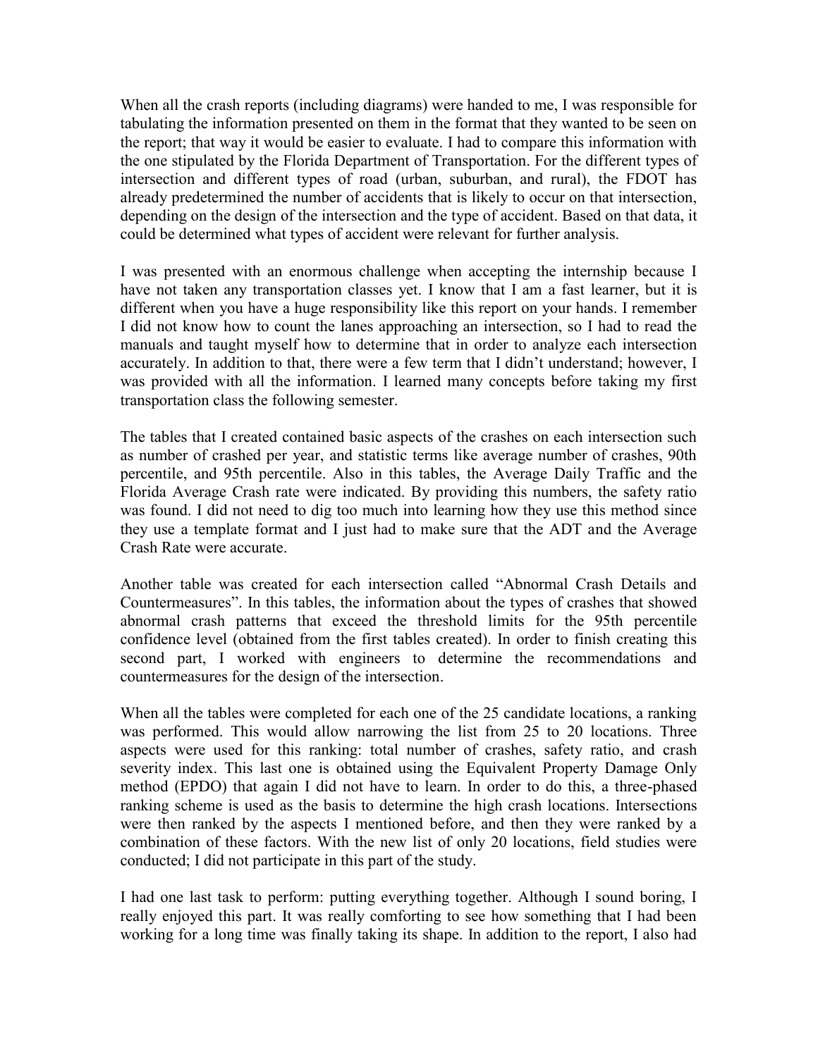When all the crash reports (including diagrams) were handed to me, I was responsible for tabulating the information presented on them in the format that they wanted to be seen on the report; that way it would be easier to evaluate. I had to compare this information with the one stipulated by the Florida Department of Transportation. For the different types of intersection and different types of road (urban, suburban, and rural), the FDOT has already predetermined the number of accidents that is likely to occur on that intersection, depending on the design of the intersection and the type of accident. Based on that data, it could be determined what types of accident were relevant for further analysis.

I was presented with an enormous challenge when accepting the internship because I have not taken any transportation classes yet. I know that I am a fast learner, but it is different when you have a huge responsibility like this report on your hands. I remember I did not know how to count the lanes approaching an intersection, so I had to read the manuals and taught myself how to determine that in order to analyze each intersection accurately. In addition to that, there were a few term that I didn't understand; however, I was provided with all the information. I learned many concepts before taking my first transportation class the following semester.

The tables that I created contained basic aspects of the crashes on each intersection such as number of crashed per year, and statistic terms like average number of crashes, 90th percentile, and 95th percentile. Also in this tables, the Average Daily Traffic and the Florida Average Crash rate were indicated. By providing this numbers, the safety ratio was found. I did not need to dig too much into learning how they use this method since they use a template format and I just had to make sure that the ADT and the Average Crash Rate were accurate.

Another table was created for each intersection called "Abnormal Crash Details and Countermeasures". In this tables, the information about the types of crashes that showed abnormal crash patterns that exceed the threshold limits for the 95th percentile confidence level (obtained from the first tables created). In order to finish creating this second part, I worked with engineers to determine the recommendations and countermeasures for the design of the intersection.

When all the tables were completed for each one of the 25 candidate locations, a ranking was performed. This would allow narrowing the list from 25 to 20 locations. Three aspects were used for this ranking: total number of crashes, safety ratio, and crash severity index. This last one is obtained using the Equivalent Property Damage Only method (EPDO) that again I did not have to learn. In order to do this, a three-phased ranking scheme is used as the basis to determine the high crash locations. Intersections were then ranked by the aspects I mentioned before, and then they were ranked by a combination of these factors. With the new list of only 20 locations, field studies were conducted; I did not participate in this part of the study.

I had one last task to perform: putting everything together. Although I sound boring, I really enjoyed this part. It was really comforting to see how something that I had been working for a long time was finally taking its shape. In addition to the report, I also had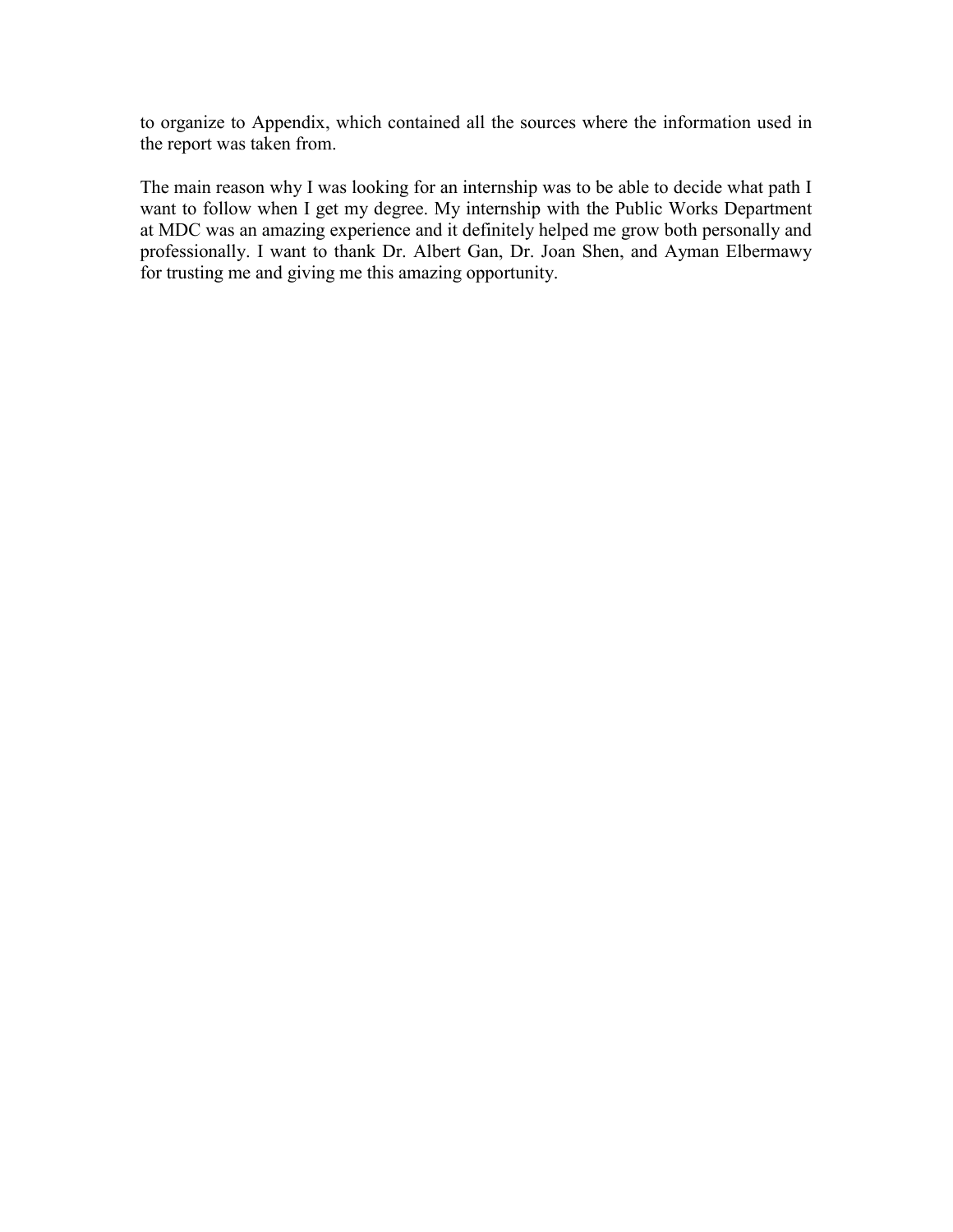to organize to Appendix, which contained all the sources where the information used in the report was taken from.

The main reason why I was looking for an internship was to be able to decide what path I want to follow when I get my degree. My internship with the Public Works Department at MDC was an amazing experience and it definitely helped me grow both personally and professionally. I want to thank Dr. Albert Gan, Dr. Joan Shen, and Ayman Elbermawy for trusting me and giving me this amazing opportunity.